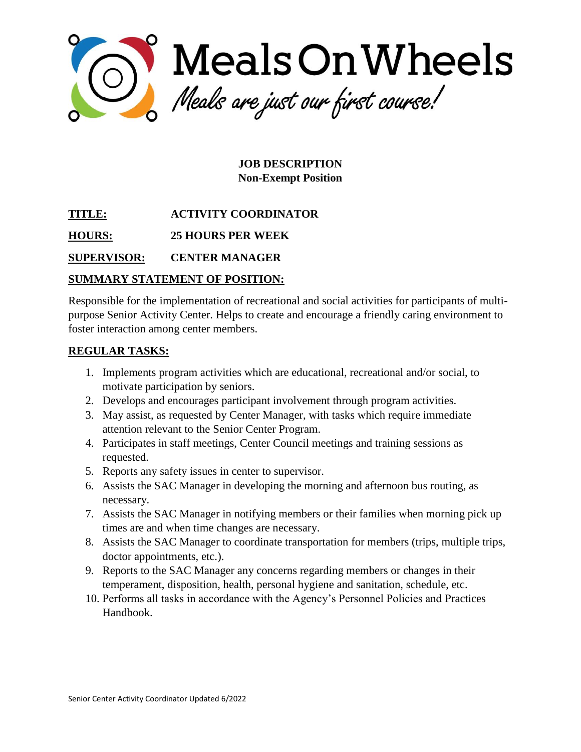# Meals On Wheels

*Meals are just our first course!*

**JOB DESCRIPTION**
**Non-Exempt Position**

**TITLE:** **ACTIVITY COORDINATOR**

**HOURS:** **25 HOURS PER WEEK**

**SUPERVISOR:** **CENTER MANAGER**

## SUMMARY STATEMENT OF POSITION:

Responsible for the implementation of recreational and social activities for participants of multi-purpose Senior Activity Center. Helps to create and encourage a friendly caring environment to foster interaction among center members.

## REGULAR TASKS:

1. Implements program activities which are educational, recreational and/or social, to motivate participation by seniors.
2. Develops and encourages participant involvement through program activities.
3. May assist, as requested by Center Manager, with tasks which require immediate attention relevant to the Senior Center Program.
4. Participates in staff meetings, Center Council meetings and training sessions as requested.
5. Reports any safety issues in center to supervisor.
6. Assists the SAC Manager in developing the morning and afternoon bus routing, as necessary.
7. Assists the SAC Manager in notifying members or their families when morning pick up times are and when time changes are necessary.
8. Assists the SAC Manager to coordinate transportation for members (trips, multiple trips, doctor appointments, etc.).
9. Reports to the SAC Manager any concerns regarding members or changes in their temperament, disposition, health, personal hygiene and sanitation, schedule, etc.
10. Performs all tasks in accordance with the Agency's Personnel Policies and Practices Handbook.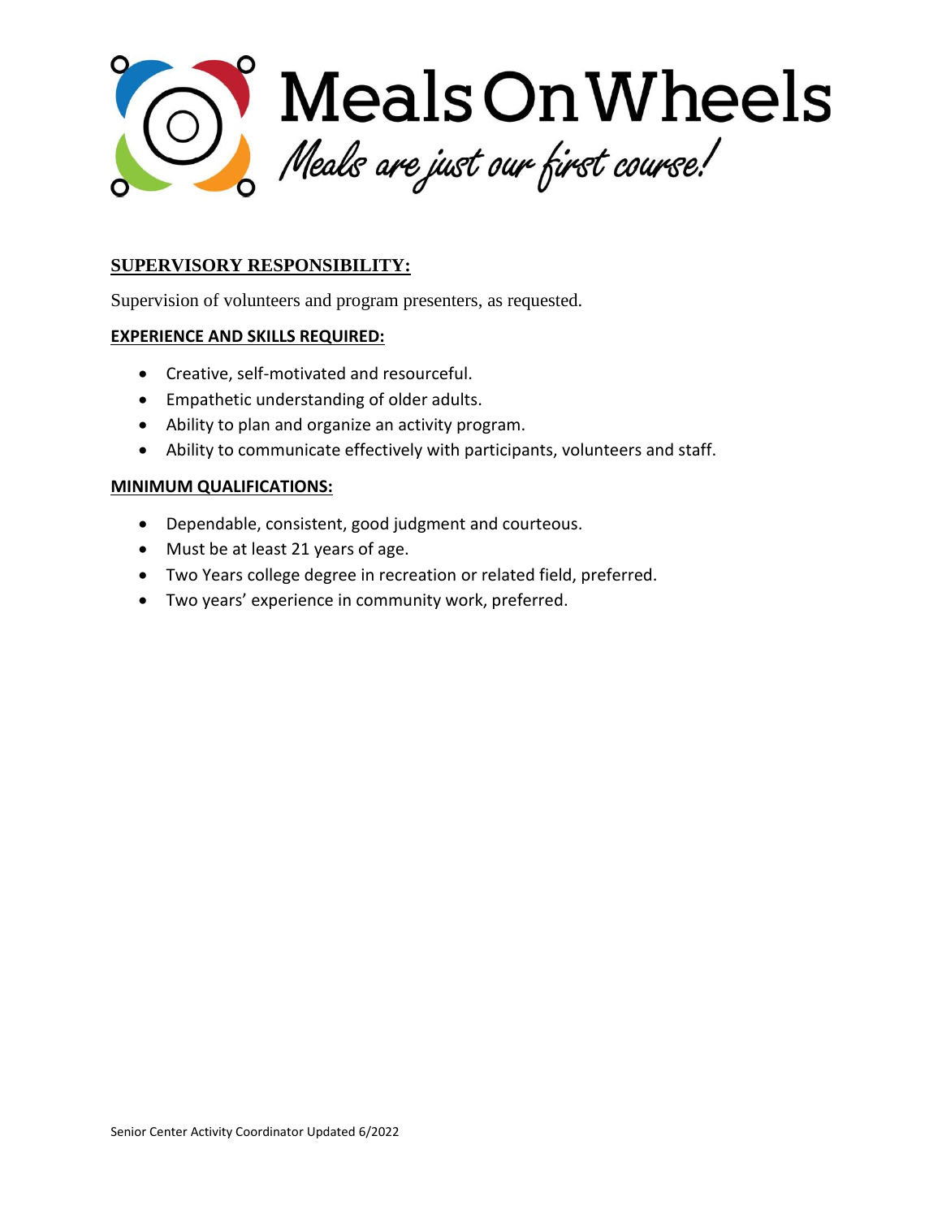# Meals On Wheels

*Meals are just our first course!*

## SUPERVISORY RESPONSIBILITY:

Supervision of volunteers and program presenters, as requested.

## EXPERIENCE AND SKILLS REQUIRED:

- Creative, self-motivated and resourceful.
- Empathetic understanding of older adults.
- Ability to plan and organize an activity program.
- Ability to communicate effectively with participants, volunteers and staff.

## MINIMUM QUALIFICATIONS:

- Dependable, consistent, good judgment and courteous.
- Must be at least 21 years of age.
- Two Years college degree in recreation or related field, preferred.
- Two years' experience in community work, preferred.

Senior Center Activity Coordinator Updated 6/2022